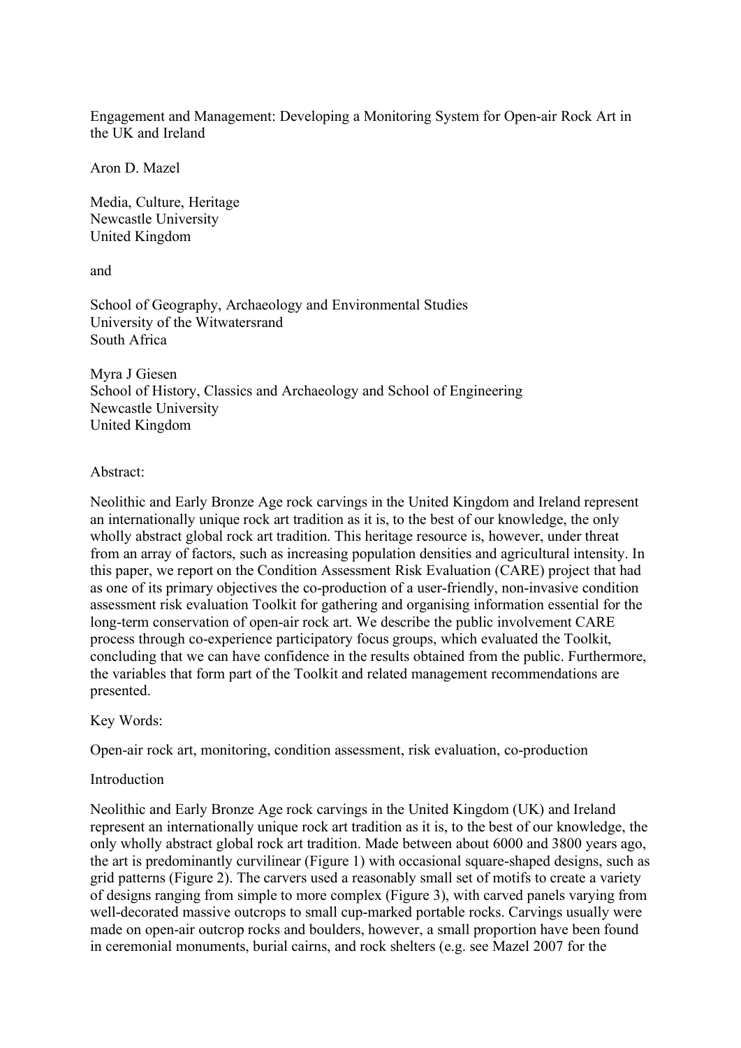# Engagement and Management: Developing a Monitoring System for Open-air Rock Art in the UK and Ireland

Aron D. Mazel

Media, Culture, Heritage
Newcastle University
United Kingdom

and

School of Geography, Archaeology and Environmental Studies
University of the Witwatersrand
South Africa

Myra J Giesen
School of History, Classics and Archaeology and School of Engineering
Newcastle University
United Kingdom

## Abstract:

Neolithic and Early Bronze Age rock carvings in the United Kingdom and Ireland represent an internationally unique rock art tradition as it is, to the best of our knowledge, the only wholly abstract global rock art tradition. This heritage resource is, however, under threat from an array of factors, such as increasing population densities and agricultural intensity. In this paper, we report on the Condition Assessment Risk Evaluation (CARE) project that had as one of its primary objectives the co-production of a user-friendly, non-invasive condition assessment risk evaluation Toolkit for gathering and organising information essential for the long-term conservation of open-air rock art. We describe the public involvement CARE process through co-experience participatory focus groups, which evaluated the Toolkit, concluding that we can have confidence in the results obtained from the public. Furthermore, the variables that form part of the Toolkit and related management recommendations are presented.

## Key Words:

Open-air rock art, monitoring, condition assessment, risk evaluation, co-production

## Introduction

Neolithic and Early Bronze Age rock carvings in the United Kingdom (UK) and Ireland represent an internationally unique rock art tradition as it is, to the best of our knowledge, the only wholly abstract global rock art tradition. Made between about 6000 and 3800 years ago, the art is predominantly curvilinear (Figure 1) with occasional square-shaped designs, such as grid patterns (Figure 2). The carvers used a reasonably small set of motifs to create a variety of designs ranging from simple to more complex (Figure 3), with carved panels varying from well-decorated massive outcrops to small cup-marked portable rocks. Carvings usually were made on open-air outcrop rocks and boulders, however, a small proportion have been found in ceremonial monuments, burial cairns, and rock shelters (e.g. see Mazel 2007 for the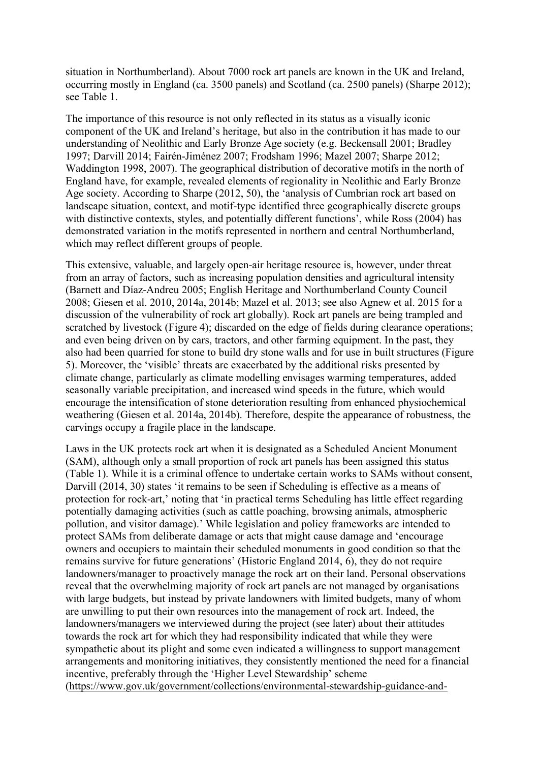situation in Northumberland). About 7000 rock art panels are known in the UK and Ireland, occurring mostly in England (ca. 3500 panels) and Scotland (ca. 2500 panels) (Sharpe 2012); see Table 1.

The importance of this resource is not only reflected in its status as a visually iconic component of the UK and Ireland's heritage, but also in the contribution it has made to our understanding of Neolithic and Early Bronze Age society (e.g. Beckensall 2001; Bradley 1997; Darvill 2014; Fairén-Jiménez 2007; Frodsham 1996; Mazel 2007; Sharpe 2012; Waddington 1998, 2007). The geographical distribution of decorative motifs in the north of England have, for example, revealed elements of regionality in Neolithic and Early Bronze Age society. According to Sharpe (2012, 50), the 'analysis of Cumbrian rock art based on landscape situation, context, and motif-type identified three geographically discrete groups with distinctive contexts, styles, and potentially different functions', while Ross (2004) has demonstrated variation in the motifs represented in northern and central Northumberland, which may reflect different groups of people.

This extensive, valuable, and largely open-air heritage resource is, however, under threat from an array of factors, such as increasing population densities and agricultural intensity (Barnett and Díaz-Andreu 2005; English Heritage and Northumberland County Council 2008; Giesen et al. 2010, 2014a, 2014b; Mazel et al. 2013; see also Agnew et al. 2015 for a discussion of the vulnerability of rock art globally). Rock art panels are being trampled and scratched by livestock (Figure 4); discarded on the edge of fields during clearance operations; and even being driven on by cars, tractors, and other farming equipment. In the past, they also had been quarried for stone to build dry stone walls and for use in built structures (Figure 5). Moreover, the 'visible' threats are exacerbated by the additional risks presented by climate change, particularly as climate modelling envisages warming temperatures, added seasonally variable precipitation, and increased wind speeds in the future, which would encourage the intensification of stone deterioration resulting from enhanced physiochemical weathering (Giesen et al. 2014a, 2014b). Therefore, despite the appearance of robustness, the carvings occupy a fragile place in the landscape.

Laws in the UK protects rock art when it is designated as a Scheduled Ancient Monument (SAM), although only a small proportion of rock art panels has been assigned this status (Table 1). While it is a criminal offence to undertake certain works to SAMs without consent, Darvill (2014, 30) states 'it remains to be seen if Scheduling is effective as a means of protection for rock-art,' noting that 'in practical terms Scheduling has little effect regarding potentially damaging activities (such as cattle poaching, browsing animals, atmospheric pollution, and visitor damage).' While legislation and policy frameworks are intended to protect SAMs from deliberate damage or acts that might cause damage and 'encourage owners and occupiers to maintain their scheduled monuments in good condition so that the remains survive for future generations' (Historic England 2014, 6), they do not require landowners/manager to proactively manage the rock art on their land. Personal observations reveal that the overwhelming majority of rock art panels are not managed by organisations with large budgets, but instead by private landowners with limited budgets, many of whom are unwilling to put their own resources into the management of rock art. Indeed, the landowners/managers we interviewed during the project (see later) about their attitudes towards the rock art for which they had responsibility indicated that while they were sympathetic about its plight and some even indicated a willingness to support management arrangements and monitoring initiatives, they consistently mentioned the need for a financial incentive, preferably through the 'Higher Level Stewardship' scheme (https://www.gov.uk/government/collections/environmental-stewardship-guidance-and-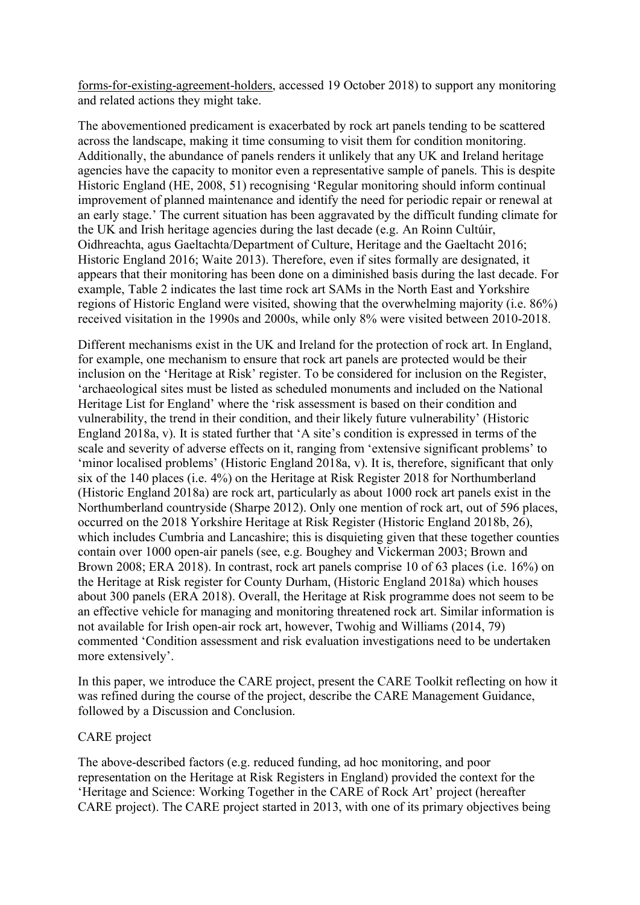forms-for-existing-agreement-holders, accessed 19 October 2018) to support any monitoring and related actions they might take.

The abovementioned predicament is exacerbated by rock art panels tending to be scattered across the landscape, making it time consuming to visit them for condition monitoring. Additionally, the abundance of panels renders it unlikely that any UK and Ireland heritage agencies have the capacity to monitor even a representative sample of panels. This is despite Historic England (HE, 2008, 51) recognising 'Regular monitoring should inform continual improvement of planned maintenance and identify the need for periodic repair or renewal at an early stage.' The current situation has been aggravated by the difficult funding climate for the UK and Irish heritage agencies during the last decade (e.g. An Roinn Cultúir, Oidhreachta, agus Gaeltachta/Department of Culture, Heritage and the Gaeltacht 2016; Historic England 2016; Waite 2013). Therefore, even if sites formally are designated, it appears that their monitoring has been done on a diminished basis during the last decade. For example, Table 2 indicates the last time rock art SAMs in the North East and Yorkshire regions of Historic England were visited, showing that the overwhelming majority (i.e. 86%) received visitation in the 1990s and 2000s, while only 8% were visited between 2010-2018.

Different mechanisms exist in the UK and Ireland for the protection of rock art. In England, for example, one mechanism to ensure that rock art panels are protected would be their inclusion on the 'Heritage at Risk' register. To be considered for inclusion on the Register, 'archaeological sites must be listed as scheduled monuments and included on the National Heritage List for England' where the 'risk assessment is based on their condition and vulnerability, the trend in their condition, and their likely future vulnerability' (Historic England 2018a, v). It is stated further that 'A site's condition is expressed in terms of the scale and severity of adverse effects on it, ranging from 'extensive significant problems' to 'minor localised problems' (Historic England 2018a, v). It is, therefore, significant that only six of the 140 places (i.e. 4%) on the Heritage at Risk Register 2018 for Northumberland (Historic England 2018a) are rock art, particularly as about 1000 rock art panels exist in the Northumberland countryside (Sharpe 2012). Only one mention of rock art, out of 596 places, occurred on the 2018 Yorkshire Heritage at Risk Register (Historic England 2018b, 26), which includes Cumbria and Lancashire; this is disquieting given that these together counties contain over 1000 open-air panels (see, e.g. Boughey and Vickerman 2003; Brown and Brown 2008; ERA 2018). In contrast, rock art panels comprise 10 of 63 places (i.e. 16%) on the Heritage at Risk register for County Durham, (Historic England 2018a) which houses about 300 panels (ERA 2018). Overall, the Heritage at Risk programme does not seem to be an effective vehicle for managing and monitoring threatened rock art. Similar information is not available for Irish open-air rock art, however, Twohig and Williams (2014, 79) commented 'Condition assessment and risk evaluation investigations need to be undertaken more extensively'.

In this paper, we introduce the CARE project, present the CARE Toolkit reflecting on how it was refined during the course of the project, describe the CARE Management Guidance, followed by a Discussion and Conclusion.

## CARE project

The above-described factors (e.g. reduced funding, ad hoc monitoring, and poor representation on the Heritage at Risk Registers in England) provided the context for the 'Heritage and Science: Working Together in the CARE of Rock Art' project (hereafter CARE project). The CARE project started in 2013, with one of its primary objectives being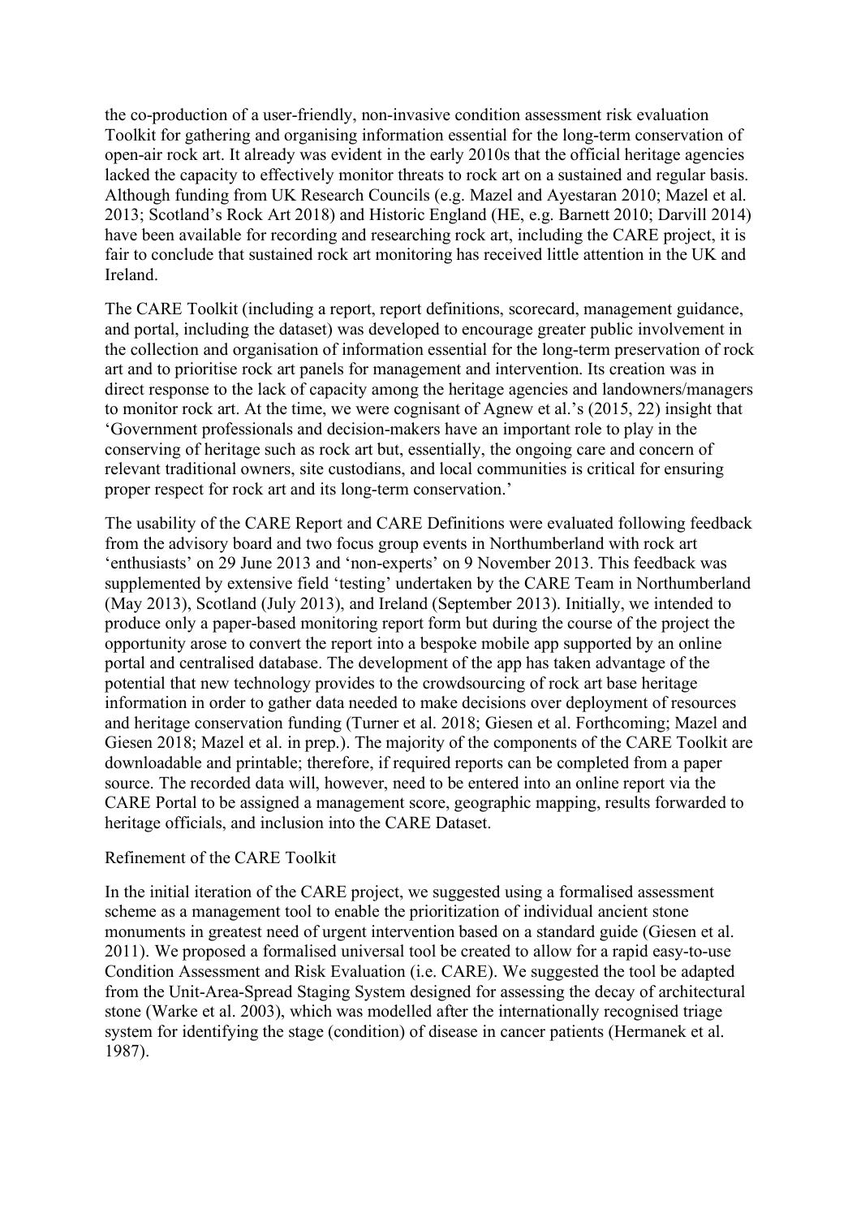the co-production of a user-friendly, non-invasive condition assessment risk evaluation Toolkit for gathering and organising information essential for the long-term conservation of open-air rock art. It already was evident in the early 2010s that the official heritage agencies lacked the capacity to effectively monitor threats to rock art on a sustained and regular basis. Although funding from UK Research Councils (e.g. Mazel and Ayestaran 2010; Mazel et al. 2013; Scotland's Rock Art 2018) and Historic England (HE, e.g. Barnett 2010; Darvill 2014) have been available for recording and researching rock art, including the CARE project, it is fair to conclude that sustained rock art monitoring has received little attention in the UK and Ireland.

The CARE Toolkit (including a report, report definitions, scorecard, management guidance, and portal, including the dataset) was developed to encourage greater public involvement in the collection and organisation of information essential for the long-term preservation of rock art and to prioritise rock art panels for management and intervention. Its creation was in direct response to the lack of capacity among the heritage agencies and landowners/managers to monitor rock art. At the time, we were cognisant of Agnew et al.'s (2015, 22) insight that 'Government professionals and decision-makers have an important role to play in the conserving of heritage such as rock art but, essentially, the ongoing care and concern of relevant traditional owners, site custodians, and local communities is critical for ensuring proper respect for rock art and its long-term conservation.'

The usability of the CARE Report and CARE Definitions were evaluated following feedback from the advisory board and two focus group events in Northumberland with rock art 'enthusiasts' on 29 June 2013 and 'non-experts' on 9 November 2013. This feedback was supplemented by extensive field 'testing' undertaken by the CARE Team in Northumberland (May 2013), Scotland (July 2013), and Ireland (September 2013). Initially, we intended to produce only a paper-based monitoring report form but during the course of the project the opportunity arose to convert the report into a bespoke mobile app supported by an online portal and centralised database. The development of the app has taken advantage of the potential that new technology provides to the crowdsourcing of rock art base heritage information in order to gather data needed to make decisions over deployment of resources and heritage conservation funding (Turner et al. 2018; Giesen et al. Forthcoming; Mazel and Giesen 2018; Mazel et al. in prep.). The majority of the components of the CARE Toolkit are downloadable and printable; therefore, if required reports can be completed from a paper source. The recorded data will, however, need to be entered into an online report via the CARE Portal to be assigned a management score, geographic mapping, results forwarded to heritage officials, and inclusion into the CARE Dataset.

## Refinement of the CARE Toolkit

In the initial iteration of the CARE project, we suggested using a formalised assessment scheme as a management tool to enable the prioritization of individual ancient stone monuments in greatest need of urgent intervention based on a standard guide (Giesen et al. 2011). We proposed a formalised universal tool be created to allow for a rapid easy-to-use Condition Assessment and Risk Evaluation (i.e. CARE). We suggested the tool be adapted from the Unit-Area-Spread Staging System designed for assessing the decay of architectural stone (Warke et al. 2003), which was modelled after the internationally recognised triage system for identifying the stage (condition) of disease in cancer patients (Hermanek et al. 1987).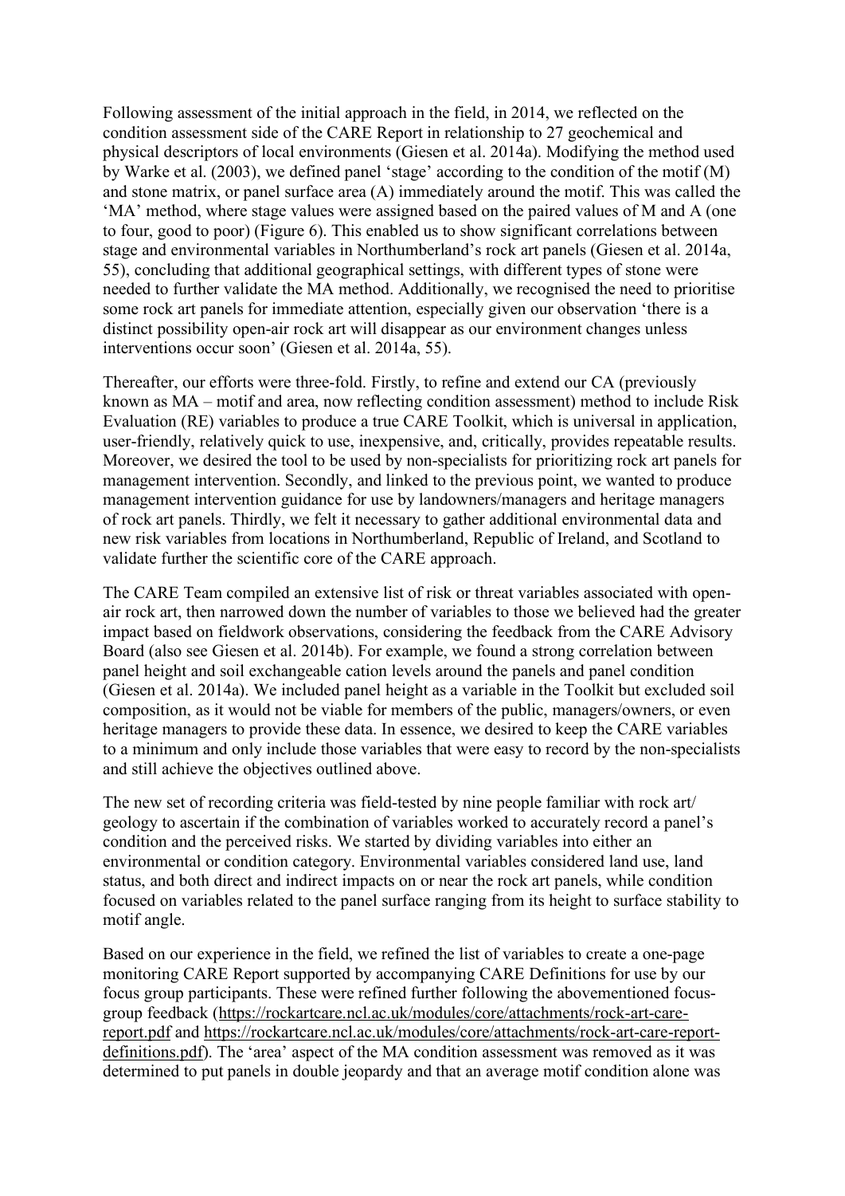Following assessment of the initial approach in the field, in 2014, we reflected on the condition assessment side of the CARE Report in relationship to 27 geochemical and physical descriptors of local environments (Giesen et al. 2014a). Modifying the method used by Warke et al. (2003), we defined panel 'stage' according to the condition of the motif (M) and stone matrix, or panel surface area (A) immediately around the motif. This was called the 'MA' method, where stage values were assigned based on the paired values of M and A (one to four, good to poor) (Figure 6). This enabled us to show significant correlations between stage and environmental variables in Northumberland's rock art panels (Giesen et al. 2014a, 55), concluding that additional geographical settings, with different types of stone were needed to further validate the MA method. Additionally, we recognised the need to prioritise some rock art panels for immediate attention, especially given our observation 'there is a distinct possibility open-air rock art will disappear as our environment changes unless interventions occur soon' (Giesen et al. 2014a, 55).

Thereafter, our efforts were three-fold. Firstly, to refine and extend our CA (previously known as MA – motif and area, now reflecting condition assessment) method to include Risk Evaluation (RE) variables to produce a true CARE Toolkit, which is universal in application, user-friendly, relatively quick to use, inexpensive, and, critically, provides repeatable results. Moreover, we desired the tool to be used by non-specialists for prioritizing rock art panels for management intervention. Secondly, and linked to the previous point, we wanted to produce management intervention guidance for use by landowners/managers and heritage managers of rock art panels. Thirdly, we felt it necessary to gather additional environmental data and new risk variables from locations in Northumberland, Republic of Ireland, and Scotland to validate further the scientific core of the CARE approach.

The CARE Team compiled an extensive list of risk or threat variables associated with open-air rock art, then narrowed down the number of variables to those we believed had the greater impact based on fieldwork observations, considering the feedback from the CARE Advisory Board (also see Giesen et al. 2014b). For example, we found a strong correlation between panel height and soil exchangeable cation levels around the panels and panel condition (Giesen et al. 2014a). We included panel height as a variable in the Toolkit but excluded soil composition, as it would not be viable for members of the public, managers/owners, or even heritage managers to provide these data. In essence, we desired to keep the CARE variables to a minimum and only include those variables that were easy to record by the non-specialists and still achieve the objectives outlined above.

The new set of recording criteria was field-tested by nine people familiar with rock art/geology to ascertain if the combination of variables worked to accurately record a panel's condition and the perceived risks. We started by dividing variables into either an environmental or condition category. Environmental variables considered land use, land status, and both direct and indirect impacts on or near the rock art panels, while condition focused on variables related to the panel surface ranging from its height to surface stability to motif angle.

Based on our experience in the field, we refined the list of variables to create a one-page monitoring CARE Report supported by accompanying CARE Definitions for use by our focus group participants. These were refined further following the abovementioned focus-group feedback (https://rockartcare.ncl.ac.uk/modules/core/attachments/rock-art-care-report.pdf and https://rockartcare.ncl.ac.uk/modules/core/attachments/rock-art-care-report-definitions.pdf). The 'area' aspect of the MA condition assessment was removed as it was determined to put panels in double jeopardy and that an average motif condition alone was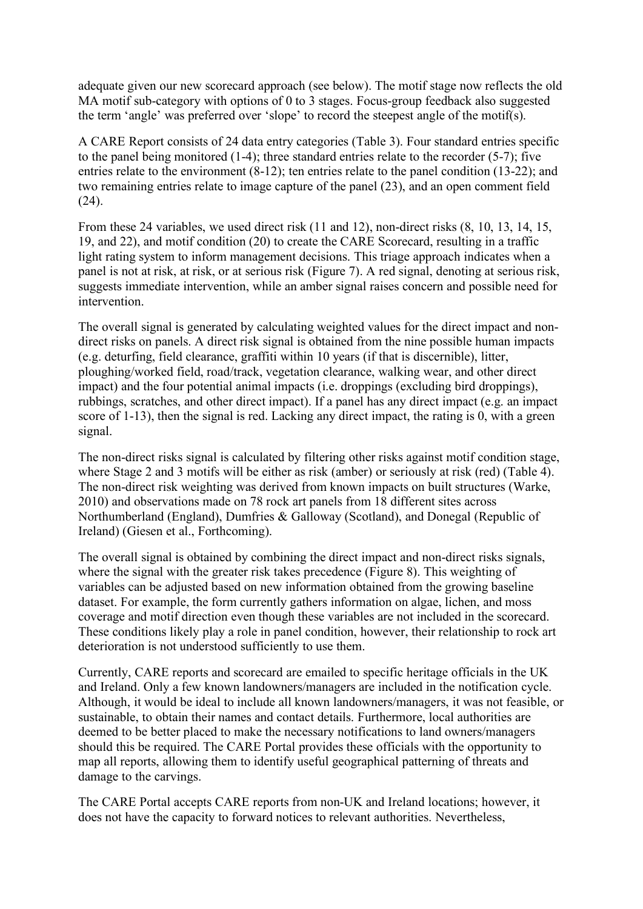adequate given our new scorecard approach (see below). The motif stage now reflects the old MA motif sub-category with options of 0 to 3 stages. Focus-group feedback also suggested the term 'angle' was preferred over 'slope' to record the steepest angle of the motif(s).

A CARE Report consists of 24 data entry categories (Table 3). Four standard entries specific to the panel being monitored (1-4); three standard entries relate to the recorder (5-7); five entries relate to the environment (8-12); ten entries relate to the panel condition (13-22); and two remaining entries relate to image capture of the panel (23), and an open comment field (24).

From these 24 variables, we used direct risk (11 and 12), non-direct risks (8, 10, 13, 14, 15, 19, and 22), and motif condition (20) to create the CARE Scorecard, resulting in a traffic light rating system to inform management decisions. This triage approach indicates when a panel is not at risk, at risk, or at serious risk (Figure 7). A red signal, denoting at serious risk, suggests immediate intervention, while an amber signal raises concern and possible need for intervention.

The overall signal is generated by calculating weighted values for the direct impact and non-direct risks on panels. A direct risk signal is obtained from the nine possible human impacts (e.g. deturfing, field clearance, graffiti within 10 years (if that is discernible), litter, ploughing/worked field, road/track, vegetation clearance, walking wear, and other direct impact) and the four potential animal impacts (i.e. droppings (excluding bird droppings), rubbings, scratches, and other direct impact). If a panel has any direct impact (e.g. an impact score of 1-13), then the signal is red. Lacking any direct impact, the rating is 0, with a green signal.

The non-direct risks signal is calculated by filtering other risks against motif condition stage, where Stage 2 and 3 motifs will be either as risk (amber) or seriously at risk (red) (Table 4). The non-direct risk weighting was derived from known impacts on built structures (Warke, 2010) and observations made on 78 rock art panels from 18 different sites across Northumberland (England), Dumfries & Galloway (Scotland), and Donegal (Republic of Ireland) (Giesen et al., Forthcoming).

The overall signal is obtained by combining the direct impact and non-direct risks signals, where the signal with the greater risk takes precedence (Figure 8). This weighting of variables can be adjusted based on new information obtained from the growing baseline dataset. For example, the form currently gathers information on algae, lichen, and moss coverage and motif direction even though these variables are not included in the scorecard. These conditions likely play a role in panel condition, however, their relationship to rock art deterioration is not understood sufficiently to use them.

Currently, CARE reports and scorecard are emailed to specific heritage officials in the UK and Ireland. Only a few known landowners/managers are included in the notification cycle. Although, it would be ideal to include all known landowners/managers, it was not feasible, or sustainable, to obtain their names and contact details. Furthermore, local authorities are deemed to be better placed to make the necessary notifications to land owners/managers should this be required. The CARE Portal provides these officials with the opportunity to map all reports, allowing them to identify useful geographical patterning of threats and damage to the carvings.

The CARE Portal accepts CARE reports from non-UK and Ireland locations; however, it does not have the capacity to forward notices to relevant authorities. Nevertheless,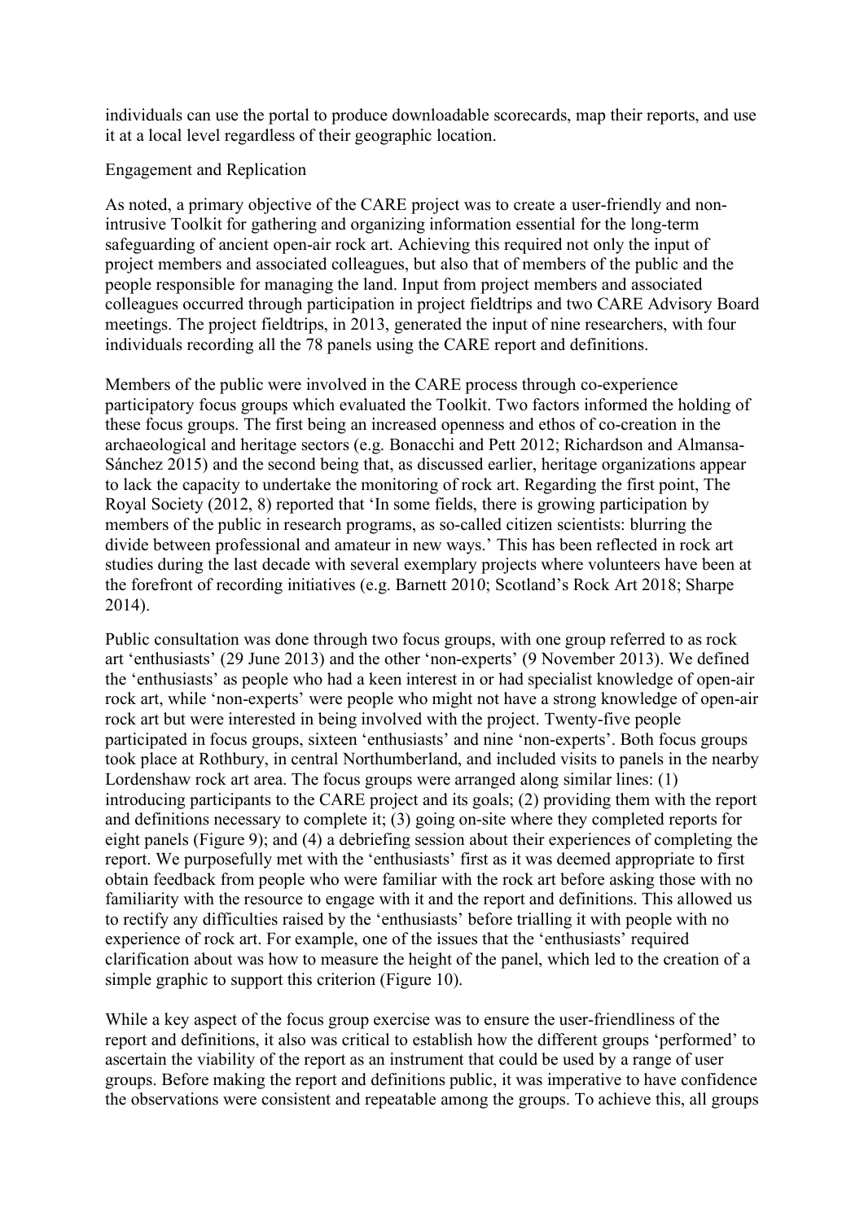individuals can use the portal to produce downloadable scorecards, map their reports, and use it at a local level regardless of their geographic location.

## Engagement and Replication

As noted, a primary objective of the CARE project was to create a user-friendly and non-intrusive Toolkit for gathering and organizing information essential for the long-term safeguarding of ancient open-air rock art. Achieving this required not only the input of project members and associated colleagues, but also that of members of the public and the people responsible for managing the land. Input from project members and associated colleagues occurred through participation in project fieldtrips and two CARE Advisory Board meetings. The project fieldtrips, in 2013, generated the input of nine researchers, with four individuals recording all the 78 panels using the CARE report and definitions.

Members of the public were involved in the CARE process through co-experience participatory focus groups which evaluated the Toolkit. Two factors informed the holding of these focus groups. The first being an increased openness and ethos of co-creation in the archaeological and heritage sectors (e.g. Bonacchi and Pett 2012; Richardson and Almansa-Sánchez 2015) and the second being that, as discussed earlier, heritage organizations appear to lack the capacity to undertake the monitoring of rock art. Regarding the first point, The Royal Society (2012, 8) reported that 'In some fields, there is growing participation by members of the public in research programs, as so-called citizen scientists: blurring the divide between professional and amateur in new ways.' This has been reflected in rock art studies during the last decade with several exemplary projects where volunteers have been at the forefront of recording initiatives (e.g. Barnett 2010; Scotland's Rock Art 2018; Sharpe 2014).

Public consultation was done through two focus groups, with one group referred to as rock art 'enthusiasts' (29 June 2013) and the other 'non-experts' (9 November 2013). We defined the 'enthusiasts' as people who had a keen interest in or had specialist knowledge of open-air rock art, while 'non-experts' were people who might not have a strong knowledge of open-air rock art but were interested in being involved with the project. Twenty-five people participated in focus groups, sixteen 'enthusiasts' and nine 'non-experts'. Both focus groups took place at Rothbury, in central Northumberland, and included visits to panels in the nearby Lordenshaw rock art area. The focus groups were arranged along similar lines: (1) introducing participants to the CARE project and its goals; (2) providing them with the report and definitions necessary to complete it; (3) going on-site where they completed reports for eight panels (Figure 9); and (4) a debriefing session about their experiences of completing the report. We purposefully met with the 'enthusiasts' first as it was deemed appropriate to first obtain feedback from people who were familiar with the rock art before asking those with no familiarity with the resource to engage with it and the report and definitions. This allowed us to rectify any difficulties raised by the 'enthusiasts' before trialling it with people with no experience of rock art. For example, one of the issues that the 'enthusiasts' required clarification about was how to measure the height of the panel, which led to the creation of a simple graphic to support this criterion (Figure 10).

While a key aspect of the focus group exercise was to ensure the user-friendliness of the report and definitions, it also was critical to establish how the different groups 'performed' to ascertain the viability of the report as an instrument that could be used by a range of user groups. Before making the report and definitions public, it was imperative to have confidence the observations were consistent and repeatable among the groups. To achieve this, all groups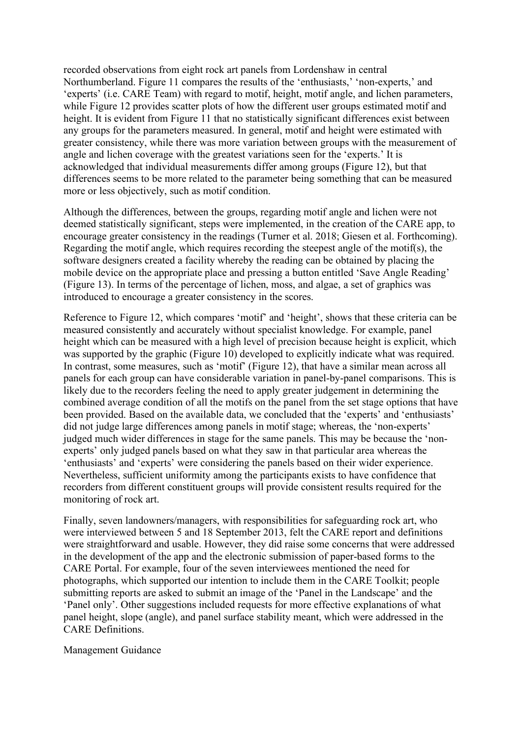recorded observations from eight rock art panels from Lordenshaw in central Northumberland. Figure 11 compares the results of the 'enthusiasts,' 'non-experts,' and 'experts' (i.e. CARE Team) with regard to motif, height, motif angle, and lichen parameters, while Figure 12 provides scatter plots of how the different user groups estimated motif and height. It is evident from Figure 11 that no statistically significant differences exist between any groups for the parameters measured. In general, motif and height were estimated with greater consistency, while there was more variation between groups with the measurement of angle and lichen coverage with the greatest variations seen for the 'experts.' It is acknowledged that individual measurements differ among groups (Figure 12), but that differences seems to be more related to the parameter being something that can be measured more or less objectively, such as motif condition.

Although the differences, between the groups, regarding motif angle and lichen were not deemed statistically significant, steps were implemented, in the creation of the CARE app, to encourage greater consistency in the readings (Turner et al. 2018; Giesen et al. Forthcoming). Regarding the motif angle, which requires recording the steepest angle of the motif(s), the software designers created a facility whereby the reading can be obtained by placing the mobile device on the appropriate place and pressing a button entitled 'Save Angle Reading' (Figure 13). In terms of the percentage of lichen, moss, and algae, a set of graphics was introduced to encourage a greater consistency in the scores.

Reference to Figure 12, which compares 'motif' and 'height', shows that these criteria can be measured consistently and accurately without specialist knowledge. For example, panel height which can be measured with a high level of precision because height is explicit, which was supported by the graphic (Figure 10) developed to explicitly indicate what was required. In contrast, some measures, such as 'motif' (Figure 12), that have a similar mean across all panels for each group can have considerable variation in panel-by-panel comparisons. This is likely due to the recorders feeling the need to apply greater judgement in determining the combined average condition of all the motifs on the panel from the set stage options that have been provided. Based on the available data, we concluded that the 'experts' and 'enthusiasts' did not judge large differences among panels in motif stage; whereas, the 'non-experts' judged much wider differences in stage for the same panels. This may be because the 'non-experts' only judged panels based on what they saw in that particular area whereas the 'enthusiasts' and 'experts' were considering the panels based on their wider experience. Nevertheless, sufficient uniformity among the participants exists to have confidence that recorders from different constituent groups will provide consistent results required for the monitoring of rock art.

Finally, seven landowners/managers, with responsibilities for safeguarding rock art, who were interviewed between 5 and 18 September 2013, felt the CARE report and definitions were straightforward and usable. However, they did raise some concerns that were addressed in the development of the app and the electronic submission of paper-based forms to the CARE Portal. For example, four of the seven interviewees mentioned the need for photographs, which supported our intention to include them in the CARE Toolkit; people submitting reports are asked to submit an image of the 'Panel in the Landscape' and the 'Panel only'. Other suggestions included requests for more effective explanations of what panel height, slope (angle), and panel surface stability meant, which were addressed in the CARE Definitions.

## Management Guidance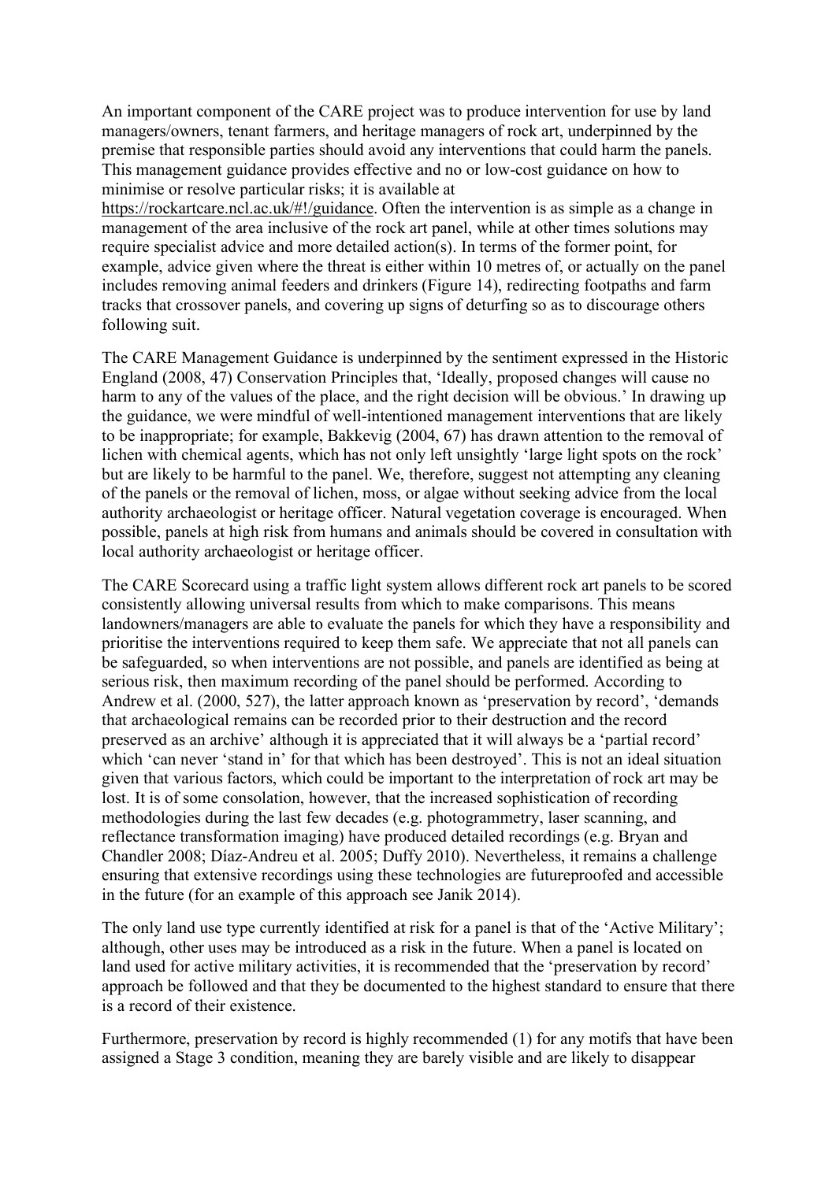An important component of the CARE project was to produce intervention for use by land managers/owners, tenant farmers, and heritage managers of rock art, underpinned by the premise that responsible parties should avoid any interventions that could harm the panels. This management guidance provides effective and no or low-cost guidance on how to minimise or resolve particular risks; it is available at https://rockartcare.ncl.ac.uk/#!/guidance. Often the intervention is as simple as a change in management of the area inclusive of the rock art panel, while at other times solutions may require specialist advice and more detailed action(s). In terms of the former point, for example, advice given where the threat is either within 10 metres of, or actually on the panel includes removing animal feeders and drinkers (Figure 14), redirecting footpaths and farm tracks that crossover panels, and covering up signs of deturfing so as to discourage others following suit.

The CARE Management Guidance is underpinned by the sentiment expressed in the Historic England (2008, 47) Conservation Principles that, 'Ideally, proposed changes will cause no harm to any of the values of the place, and the right decision will be obvious.' In drawing up the guidance, we were mindful of well-intentioned management interventions that are likely to be inappropriate; for example, Bakkevig (2004, 67) has drawn attention to the removal of lichen with chemical agents, which has not only left unsightly 'large light spots on the rock' but are likely to be harmful to the panel. We, therefore, suggest not attempting any cleaning of the panels or the removal of lichen, moss, or algae without seeking advice from the local authority archaeologist or heritage officer. Natural vegetation coverage is encouraged. When possible, panels at high risk from humans and animals should be covered in consultation with local authority archaeologist or heritage officer.

The CARE Scorecard using a traffic light system allows different rock art panels to be scored consistently allowing universal results from which to make comparisons. This means landowners/managers are able to evaluate the panels for which they have a responsibility and prioritise the interventions required to keep them safe. We appreciate that not all panels can be safeguarded, so when interventions are not possible, and panels are identified as being at serious risk, then maximum recording of the panel should be performed. According to Andrew et al. (2000, 527), the latter approach known as 'preservation by record', 'demands that archaeological remains can be recorded prior to their destruction and the record preserved as an archive' although it is appreciated that it will always be a 'partial record' which 'can never 'stand in' for that which has been destroyed'. This is not an ideal situation given that various factors, which could be important to the interpretation of rock art may be lost. It is of some consolation, however, that the increased sophistication of recording methodologies during the last few decades (e.g. photogrammetry, laser scanning, and reflectance transformation imaging) have produced detailed recordings (e.g. Bryan and Chandler 2008; Díaz-Andreu et al. 2005; Duffy 2010). Nevertheless, it remains a challenge ensuring that extensive recordings using these technologies are futureproofed and accessible in the future (for an example of this approach see Janik 2014).

The only land use type currently identified at risk for a panel is that of the 'Active Military'; although, other uses may be introduced as a risk in the future. When a panel is located on land used for active military activities, it is recommended that the 'preservation by record' approach be followed and that they be documented to the highest standard to ensure that there is a record of their existence.

Furthermore, preservation by record is highly recommended (1) for any motifs that have been assigned a Stage 3 condition, meaning they are barely visible and are likely to disappear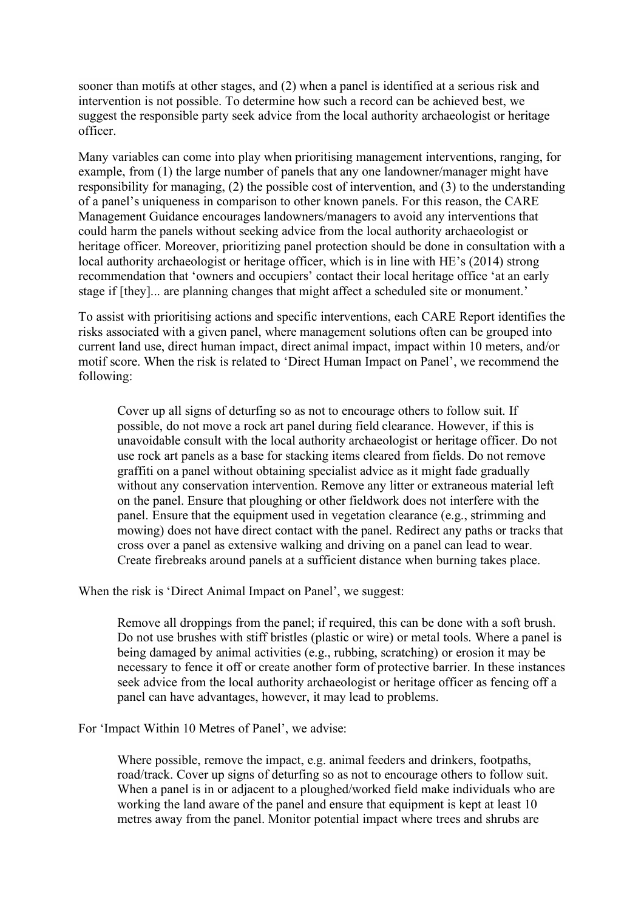sooner than motifs at other stages, and (2) when a panel is identified at a serious risk and intervention is not possible. To determine how such a record can be achieved best, we suggest the responsible party seek advice from the local authority archaeologist or heritage officer.

Many variables can come into play when prioritising management interventions, ranging, for example, from (1) the large number of panels that any one landowner/manager might have responsibility for managing, (2) the possible cost of intervention, and (3) to the understanding of a panel's uniqueness in comparison to other known panels. For this reason, the CARE Management Guidance encourages landowners/managers to avoid any interventions that could harm the panels without seeking advice from the local authority archaeologist or heritage officer. Moreover, prioritizing panel protection should be done in consultation with a local authority archaeologist or heritage officer, which is in line with HE's (2014) strong recommendation that 'owners and occupiers' contact their local heritage office 'at an early stage if [they]... are planning changes that might affect a scheduled site or monument.'

To assist with prioritising actions and specific interventions, each CARE Report identifies the risks associated with a given panel, where management solutions often can be grouped into current land use, direct human impact, direct animal impact, impact within 10 meters, and/or motif score. When the risk is related to 'Direct Human Impact on Panel', we recommend the following:

> Cover up all signs of deturfing so as not to encourage others to follow suit. If possible, do not move a rock art panel during field clearance. However, if this is unavoidable consult with the local authority archaeologist or heritage officer. Do not use rock art panels as a base for stacking items cleared from fields. Do not remove graffiti on a panel without obtaining specialist advice as it might fade gradually without any conservation intervention. Remove any litter or extraneous material left on the panel. Ensure that ploughing or other fieldwork does not interfere with the panel. Ensure that the equipment used in vegetation clearance (e.g., strimming and mowing) does not have direct contact with the panel. Redirect any paths or tracks that cross over a panel as extensive walking and driving on a panel can lead to wear. Create firebreaks around panels at a sufficient distance when burning takes place.

When the risk is 'Direct Animal Impact on Panel', we suggest:

> Remove all droppings from the panel; if required, this can be done with a soft brush. Do not use brushes with stiff bristles (plastic or wire) or metal tools. Where a panel is being damaged by animal activities (e.g., rubbing, scratching) or erosion it may be necessary to fence it off or create another form of protective barrier. In these instances seek advice from the local authority archaeologist or heritage officer as fencing off a panel can have advantages, however, it may lead to problems.

For 'Impact Within 10 Metres of Panel', we advise:

> Where possible, remove the impact, e.g. animal feeders and drinkers, footpaths, road/track. Cover up signs of deturfing so as not to encourage others to follow suit. When a panel is in or adjacent to a ploughed/worked field make individuals who are working the land aware of the panel and ensure that equipment is kept at least 10 metres away from the panel. Monitor potential impact where trees and shrubs are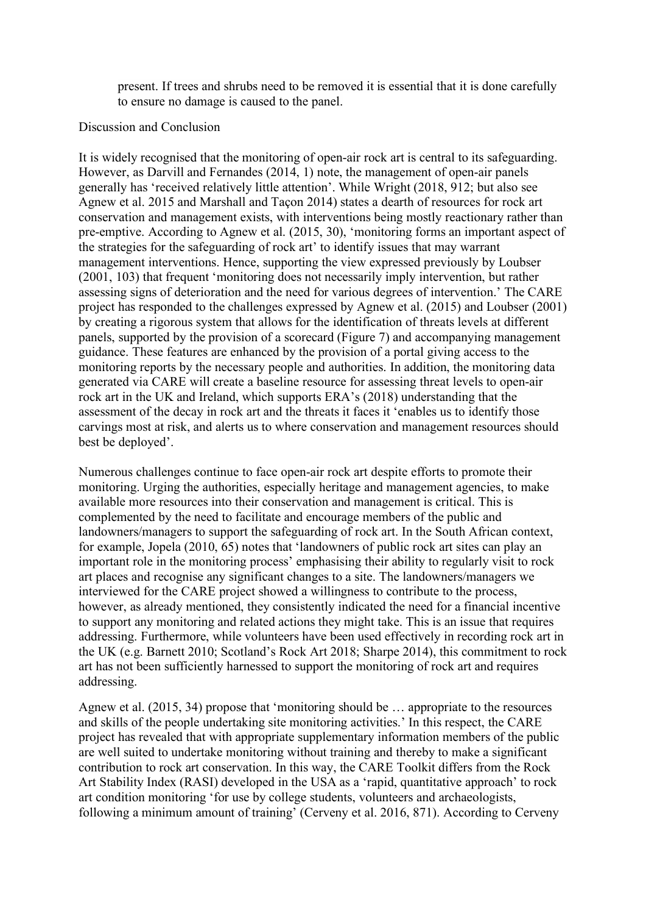present. If trees and shrubs need to be removed it is essential that it is done carefully to ensure no damage is caused to the panel.

## Discussion and Conclusion

It is widely recognised that the monitoring of open-air rock art is central to its safeguarding. However, as Darvill and Fernandes (2014, 1) note, the management of open-air panels generally has 'received relatively little attention'. While Wright (2018, 912; but also see Agnew et al. 2015 and Marshall and Taçon 2014) states a dearth of resources for rock art conservation and management exists, with interventions being mostly reactionary rather than pre-emptive. According to Agnew et al. (2015, 30), 'monitoring forms an important aspect of the strategies for the safeguarding of rock art' to identify issues that may warrant management interventions. Hence, supporting the view expressed previously by Loubser (2001, 103) that frequent 'monitoring does not necessarily imply intervention, but rather assessing signs of deterioration and the need for various degrees of intervention.' The CARE project has responded to the challenges expressed by Agnew et al. (2015) and Loubser (2001) by creating a rigorous system that allows for the identification of threats levels at different panels, supported by the provision of a scorecard (Figure 7) and accompanying management guidance. These features are enhanced by the provision of a portal giving access to the monitoring reports by the necessary people and authorities. In addition, the monitoring data generated via CARE will create a baseline resource for assessing threat levels to open-air rock art in the UK and Ireland, which supports ERA's (2018) understanding that the assessment of the decay in rock art and the threats it faces it 'enables us to identify those carvings most at risk, and alerts us to where conservation and management resources should best be deployed'.

Numerous challenges continue to face open-air rock art despite efforts to promote their monitoring. Urging the authorities, especially heritage and management agencies, to make available more resources into their conservation and management is critical. This is complemented by the need to facilitate and encourage members of the public and landowners/managers to support the safeguarding of rock art. In the South African context, for example, Jopela (2010, 65) notes that 'landowners of public rock art sites can play an important role in the monitoring process' emphasising their ability to regularly visit to rock art places and recognise any significant changes to a site. The landowners/managers we interviewed for the CARE project showed a willingness to contribute to the process, however, as already mentioned, they consistently indicated the need for a financial incentive to support any monitoring and related actions they might take. This is an issue that requires addressing. Furthermore, while volunteers have been used effectively in recording rock art in the UK (e.g. Barnett 2010; Scotland's Rock Art 2018; Sharpe 2014), this commitment to rock art has not been sufficiently harnessed to support the monitoring of rock art and requires addressing.

Agnew et al. (2015, 34) propose that 'monitoring should be … appropriate to the resources and skills of the people undertaking site monitoring activities.' In this respect, the CARE project has revealed that with appropriate supplementary information members of the public are well suited to undertake monitoring without training and thereby to make a significant contribution to rock art conservation. In this way, the CARE Toolkit differs from the Rock Art Stability Index (RASI) developed in the USA as a 'rapid, quantitative approach' to rock art condition monitoring 'for use by college students, volunteers and archaeologists, following a minimum amount of training' (Cerveny et al. 2016, 871). According to Cerveny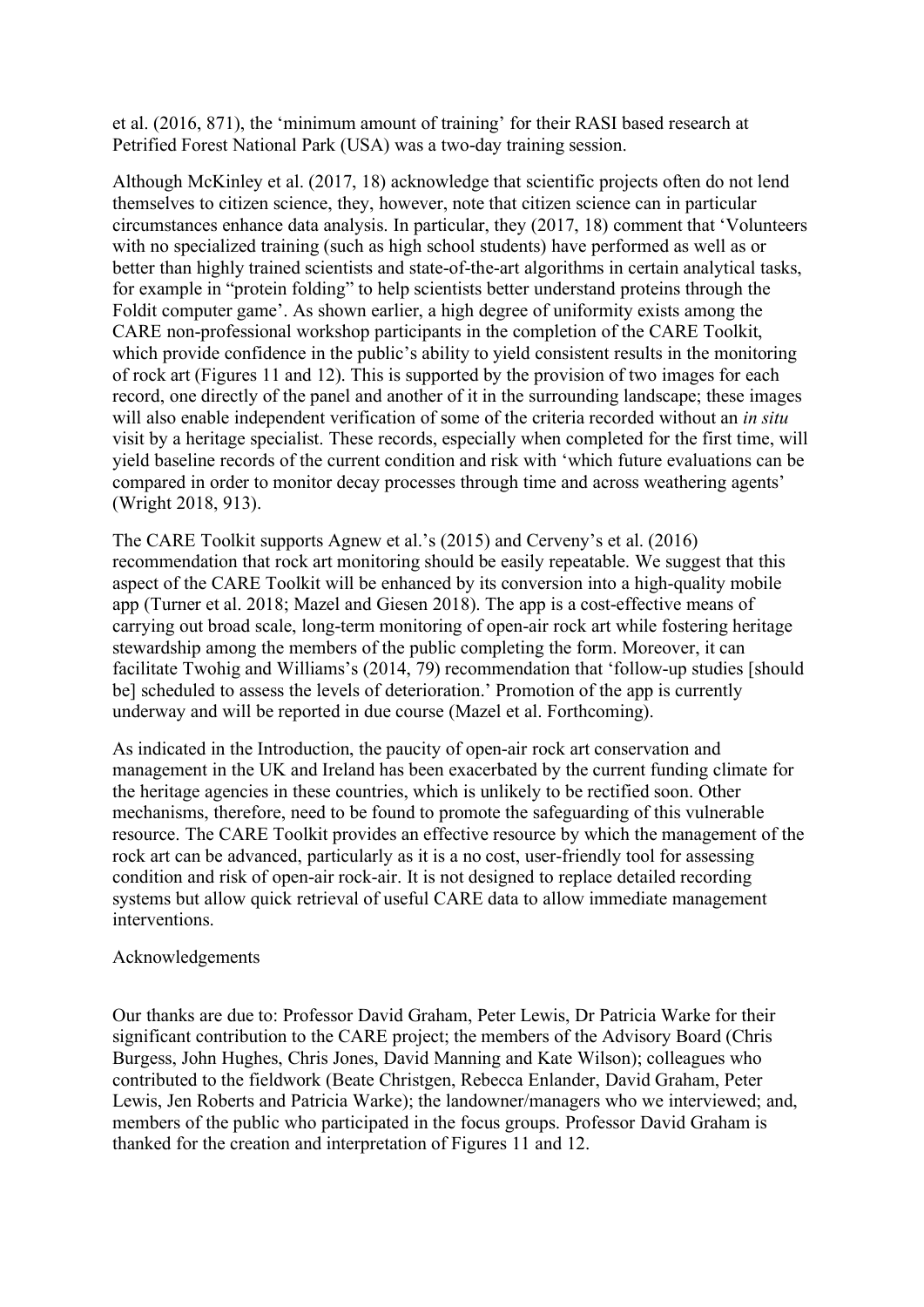et al. (2016, 871), the 'minimum amount of training' for their RASI based research at Petrified Forest National Park (USA) was a two-day training session.

Although McKinley et al. (2017, 18) acknowledge that scientific projects often do not lend themselves to citizen science, they, however, note that citizen science can in particular circumstances enhance data analysis. In particular, they (2017, 18) comment that 'Volunteers with no specialized training (such as high school students) have performed as well as or better than highly trained scientists and state-of-the-art algorithms in certain analytical tasks, for example in "protein folding" to help scientists better understand proteins through the Foldit computer game'. As shown earlier, a high degree of uniformity exists among the CARE non-professional workshop participants in the completion of the CARE Toolkit, which provide confidence in the public's ability to yield consistent results in the monitoring of rock art (Figures 11 and 12). This is supported by the provision of two images for each record, one directly of the panel and another of it in the surrounding landscape; these images will also enable independent verification of some of the criteria recorded without an *in situ* visit by a heritage specialist. These records, especially when completed for the first time, will yield baseline records of the current condition and risk with 'which future evaluations can be compared in order to monitor decay processes through time and across weathering agents' (Wright 2018, 913).

The CARE Toolkit supports Agnew et al.'s (2015) and Cerveny's et al. (2016) recommendation that rock art monitoring should be easily repeatable. We suggest that this aspect of the CARE Toolkit will be enhanced by its conversion into a high-quality mobile app (Turner et al. 2018; Mazel and Giesen 2018). The app is a cost-effective means of carrying out broad scale, long-term monitoring of open-air rock art while fostering heritage stewardship among the members of the public completing the form. Moreover, it can facilitate Twohig and Williams's (2014, 79) recommendation that 'follow-up studies [should be] scheduled to assess the levels of deterioration.' Promotion of the app is currently underway and will be reported in due course (Mazel et al. Forthcoming).

As indicated in the Introduction, the paucity of open-air rock art conservation and management in the UK and Ireland has been exacerbated by the current funding climate for the heritage agencies in these countries, which is unlikely to be rectified soon. Other mechanisms, therefore, need to be found to promote the safeguarding of this vulnerable resource. The CARE Toolkit provides an effective resource by which the management of the rock art can be advanced, particularly as it is a no cost, user-friendly tool for assessing condition and risk of open-air rock-air. It is not designed to replace detailed recording systems but allow quick retrieval of useful CARE data to allow immediate management interventions.

## Acknowledgements

Our thanks are due to: Professor David Graham, Peter Lewis, Dr Patricia Warke for their significant contribution to the CARE project; the members of the Advisory Board (Chris Burgess, John Hughes, Chris Jones, David Manning and Kate Wilson); colleagues who contributed to the fieldwork (Beate Christgen, Rebecca Enlander, David Graham, Peter Lewis, Jen Roberts and Patricia Warke); the landowner/managers who we interviewed; and, members of the public who participated in the focus groups. Professor David Graham is thanked for the creation and interpretation of Figures 11 and 12.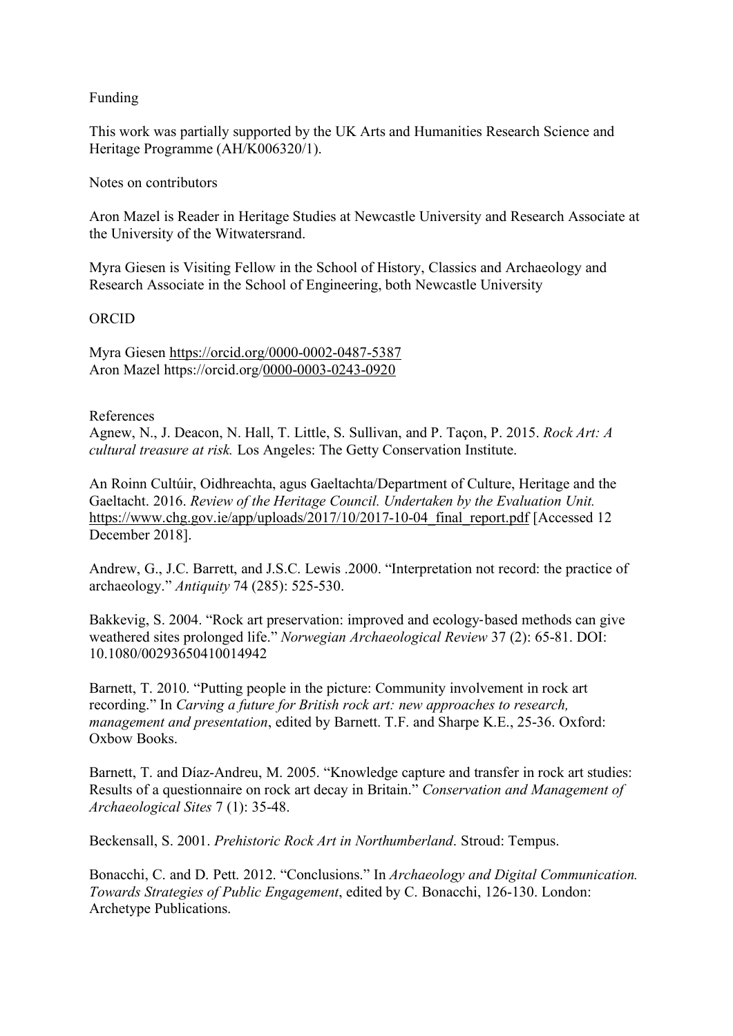## Funding

This work was partially supported by the UK Arts and Humanities Research Science and Heritage Programme (AH/K006320/1).

## Notes on contributors

Aron Mazel is Reader in Heritage Studies at Newcastle University and Research Associate at the University of the Witwatersrand.

Myra Giesen is Visiting Fellow in the School of History, Classics and Archaeology and Research Associate in the School of Engineering, both Newcastle University

## ORCID

Myra Giesen https://orcid.org/0000-0002-0487-5387
Aron Mazel https://orcid.org/0000-0003-0243-0920

## References

Agnew, N., J. Deacon, N. Hall, T. Little, S. Sullivan, and P. Taçon, P. 2015. *Rock Art: A cultural treasure at risk.* Los Angeles: The Getty Conservation Institute.

An Roinn Cultúir, Oidhreachta, agus Gaeltachta/Department of Culture, Heritage and the Gaeltacht. 2016. *Review of the Heritage Council. Undertaken by the Evaluation Unit.* https://www.chg.gov.ie/app/uploads/2017/10/2017-10-04_final_report.pdf [Accessed 12 December 2018].

Andrew, G., J.C. Barrett, and J.S.C. Lewis .2000. "Interpretation not record: the practice of archaeology." *Antiquity* 74 (285): 525-530.

Bakkevig, S. 2004. "Rock art preservation: improved and ecology-based methods can give weathered sites prolonged life." *Norwegian Archaeological Review* 37 (2): 65-81. DOI: 10.1080/00293650410014942

Barnett, T. 2010. "Putting people in the picture: Community involvement in rock art recording." In *Carving a future for British rock art: new approaches to research, management and presentation*, edited by Barnett. T.F. and Sharpe K.E., 25-36. Oxford: Oxbow Books.

Barnett, T. and Díaz-Andreu, M. 2005. "Knowledge capture and transfer in rock art studies: Results of a questionnaire on rock art decay in Britain." *Conservation and Management of Archaeological Sites* 7 (1): 35-48.

Beckensall, S. 2001. *Prehistoric Rock Art in Northumberland*. Stroud: Tempus.

Bonacchi, C. and D. Pett. 2012. "Conclusions." In *Archaeology and Digital Communication. Towards Strategies of Public Engagement*, edited by C. Bonacchi, 126-130. London: Archetype Publications.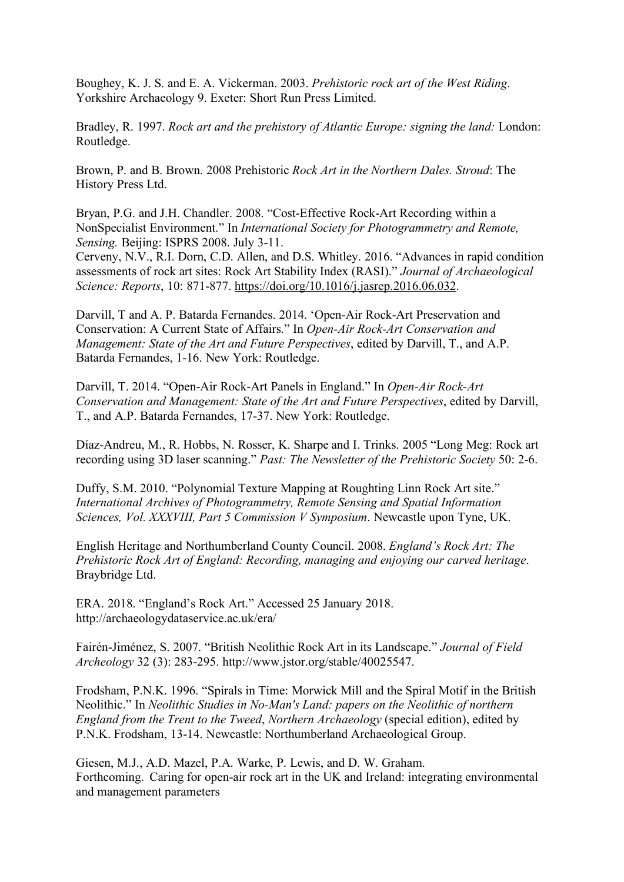Boughey, K. J. S. and E. A. Vickerman. 2003. *Prehistoric rock art of the West Riding*. Yorkshire Archaeology 9. Exeter: Short Run Press Limited.

Bradley, R. 1997. *Rock art and the prehistory of Atlantic Europe: signing the land:* London: Routledge.

Brown, P. and B. Brown. 2008 Prehistoric *Rock Art in the Northern Dales. Stroud*: The History Press Ltd.

Bryan, P.G. and J.H. Chandler. 2008. "Cost-Effective Rock-Art Recording within a NonSpecialist Environment." In *International Society for Photogrammetry and Remote, Sensing.* Beijing: ISPRS 2008. July 3-11.

Cerveny, N.V., R.I. Dorn, C.D. Allen, and D.S. Whitley. 2016. "Advances in rapid condition assessments of rock art sites: Rock Art Stability Index (RASI)." *Journal of Archaeological Science: Reports*, 10: 871-877. https://doi.org/10.1016/j.jasrep.2016.06.032.

Darvill, T and A. P. Batarda Fernandes. 2014. 'Open-Air Rock-Art Preservation and Conservation: A Current State of Affairs." In *Open-Air Rock-Art Conservation and Management: State of the Art and Future Perspectives*, edited by Darvill, T., and A.P. Batarda Fernandes, 1-16. New York: Routledge.

Darvill, T. 2014. "Open-Air Rock-Art Panels in England." In *Open-Air Rock-Art Conservation and Management: State of the Art and Future Perspectives*, edited by Darvill, T., and A.P. Batarda Fernandes, 17-37. New York: Routledge.

Díaz-Andreu, M., R. Hobbs, N. Rosser, K. Sharpe and I. Trinks. 2005 "Long Meg: Rock art recording using 3D laser scanning." *Past: The Newsletter of the Prehistoric Society* 50: 2-6.

Duffy, S.M. 2010. "Polynomial Texture Mapping at Roughting Linn Rock Art site." *International Archives of Photogrammetry, Remote Sensing and Spatial Information Sciences, Vol. XXXVIII, Part 5 Commission V Symposium*. Newcastle upon Tyne, UK.

English Heritage and Northumberland County Council. 2008. *England's Rock Art: The Prehistoric Rock Art of England: Recording, managing and enjoying our carved heritage*. Braybridge Ltd.

ERA. 2018. "England's Rock Art." Accessed 25 January 2018. http://archaeologydataservice.ac.uk/era/

Fairén-Jiménez, S. 2007. "British Neolithic Rock Art in its Landscape." *Journal of Field Archeology* 32 (3): 283-295. http://www.jstor.org/stable/40025547.

Frodsham, P.N.K. 1996. "Spirals in Time: Morwick Mill and the Spiral Motif in the British Neolithic." In *Neolithic Studies in No-Man's Land: papers on the Neolithic of northern England from the Trent to the Tweed*, *Northern Archaeology* (special edition), edited by P.N.K. Frodsham, 13-14. Newcastle: Northumberland Archaeological Group.

Giesen, M.J., A.D. Mazel, P.A. Warke, P. Lewis, and D. W. Graham. Forthcoming. Caring for open-air rock art in the UK and Ireland: integrating environmental and management parameters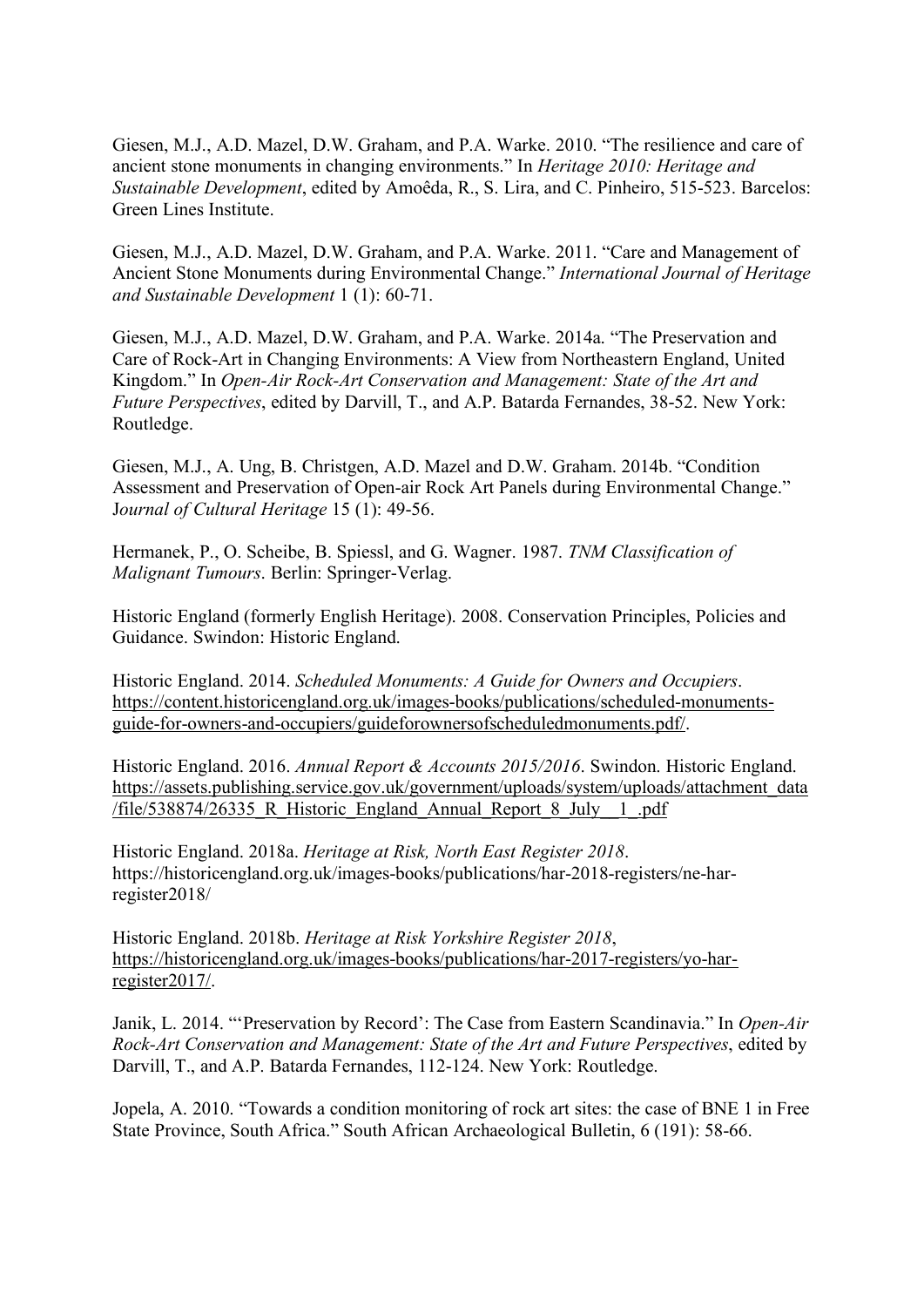Giesen, M.J., A.D. Mazel, D.W. Graham, and P.A. Warke. 2010. "The resilience and care of ancient stone monuments in changing environments." In *Heritage 2010: Heritage and Sustainable Development*, edited by Amoêda, R., S. Lira, and C. Pinheiro, 515-523. Barcelos: Green Lines Institute.

Giesen, M.J., A.D. Mazel, D.W. Graham, and P.A. Warke. 2011. "Care and Management of Ancient Stone Monuments during Environmental Change." *International Journal of Heritage and Sustainable Development* 1 (1): 60-71.

Giesen, M.J., A.D. Mazel, D.W. Graham, and P.A. Warke. 2014a. "The Preservation and Care of Rock-Art in Changing Environments: A View from Northeastern England, United Kingdom." In *Open-Air Rock-Art Conservation and Management: State of the Art and Future Perspectives*, edited by Darvill, T., and A.P. Batarda Fernandes, 38-52. New York: Routledge.

Giesen, M.J., A. Ung, B. Christgen, A.D. Mazel and D.W. Graham. 2014b. "Condition Assessment and Preservation of Open-air Rock Art Panels during Environmental Change." J*ournal of Cultural Heritage* 15 (1): 49-56.

Hermanek, P., O. Scheibe, B. Spiessl, and G. Wagner. 1987. *TNM Classification of Malignant Tumours*. Berlin: Springer-Verlag.

Historic England (formerly English Heritage). 2008. Conservation Principles, Policies and Guidance. Swindon: Historic England.

Historic England. 2014. *Scheduled Monuments: A Guide for Owners and Occupiers*. https://content.historicengland.org.uk/images-books/publications/scheduled-monuments-guide-for-owners-and-occupiers/guideforownersofscheduledmonuments.pdf/.

Historic England. 2016. *Annual Report & Accounts 2015/2016*. Swindon. Historic England. https://assets.publishing.service.gov.uk/government/uploads/system/uploads/attachment_data/file/538874/26335_R_Historic_England_Annual_Report_8_July__1_.pdf

Historic England. 2018a. *Heritage at Risk, North East Register 2018*. https://historicengland.org.uk/images-books/publications/har-2018-registers/ne-har-register2018/

Historic England. 2018b. *Heritage at Risk Yorkshire Register 2018*, https://historicengland.org.uk/images-books/publications/har-2017-registers/yo-har-register2017/.

Janik, L. 2014. "'Preservation by Record': The Case from Eastern Scandinavia." In *Open-Air Rock-Art Conservation and Management: State of the Art and Future Perspectives*, edited by Darvill, T., and A.P. Batarda Fernandes, 112-124. New York: Routledge.

Jopela, A. 2010. "Towards a condition monitoring of rock art sites: the case of BNE 1 in Free State Province, South Africa." South African Archaeological Bulletin, 6 (191): 58-66.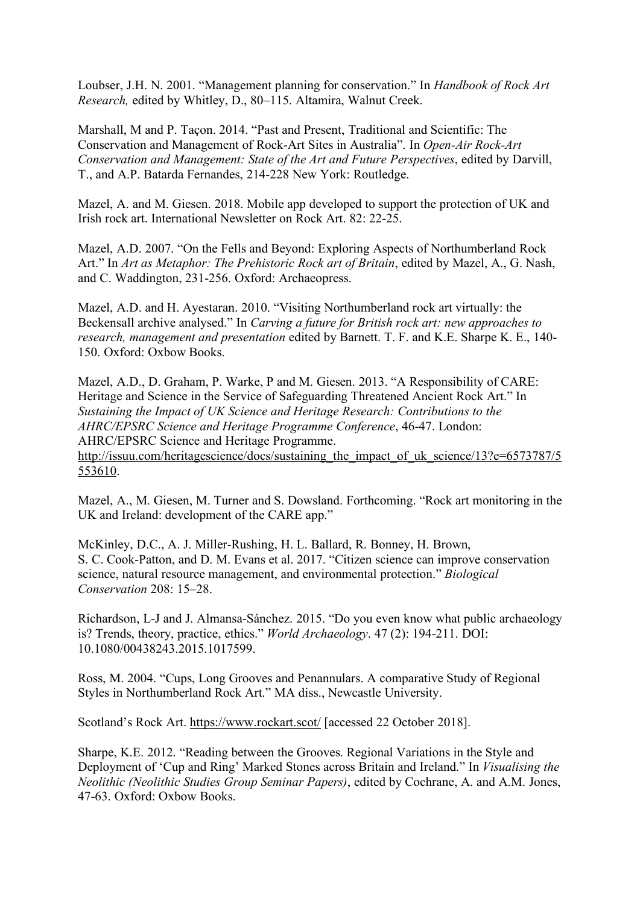Loubser, J.H. N. 2001. “Management planning for conservation.” In *Handbook of Rock Art Research,* edited by Whitley, D., 80–115. Altamira, Walnut Creek.

Marshall, M and P. Taçon. 2014. “Past and Present, Traditional and Scientific: The Conservation and Management of Rock-Art Sites in Australia”. In *Open-Air Rock-Art Conservation and Management: State of the Art and Future Perspectives*, edited by Darvill, T., and A.P. Batarda Fernandes, 214-228 New York: Routledge.

Mazel, A. and M. Giesen. 2018. Mobile app developed to support the protection of UK and Irish rock art. International Newsletter on Rock Art. 82: 22-25.

Mazel, A.D. 2007. “On the Fells and Beyond: Exploring Aspects of Northumberland Rock Art.” In *Art as Metaphor: The Prehistoric Rock art of Britain*, edited by Mazel, A., G. Nash, and C. Waddington, 231-256. Oxford: Archaeopress.

Mazel, A.D. and H. Ayestaran. 2010. “Visiting Northumberland rock art virtually: the Beckensall archive analysed.” In *Carving a future for British rock art: new approaches to research, management and presentation* edited by Barnett. T. F. and K.E. Sharpe K. E., 140-150. Oxford: Oxbow Books.

Mazel, A.D., D. Graham, P. Warke, P and M. Giesen. 2013. “A Responsibility of CARE: Heritage and Science in the Service of Safeguarding Threatened Ancient Rock Art.” In *Sustaining the Impact of UK Science and Heritage Research: Contributions to the AHRC/EPSRC Science and Heritage Programme Conference*, 46-47. London: AHRC/EPSRC Science and Heritage Programme. http://issuu.com/heritagescience/docs/sustaining_the_impact_of_uk_science/13?e=6573787/5553610.

Mazel, A., M. Giesen, M. Turner and S. Dowsland. Forthcoming. “Rock art monitoring in the UK and Ireland: development of the CARE app.”

McKinley, D.C., A. J. Miller-Rushing, H. L. Ballard, R. Bonney, H. Brown, S. C. Cook-Patton, and D. M. Evans et al. 2017. “Citizen science can improve conservation science, natural resource management, and environmental protection.” *Biological Conservation* 208: 15–28.

Richardson, L-J and J. Almansa-Sánchez. 2015. “Do you even know what public archaeology is? Trends, theory, practice, ethics.” *World Archaeology*. 47 (2): 194-211. DOI: 10.1080/00438243.2015.1017599.

Ross, M. 2004. “Cups, Long Grooves and Penannulars. A comparative Study of Regional Styles in Northumberland Rock Art.” MA diss., Newcastle University.

Scotland’s Rock Art. https://www.rockart.scot/ [accessed 22 October 2018].

Sharpe, K.E. 2012. “Reading between the Grooves. Regional Variations in the Style and Deployment of ‘Cup and Ring’ Marked Stones across Britain and Ireland.” In *Visualising the Neolithic (Neolithic Studies Group Seminar Papers)*, edited by Cochrane, A. and A.M. Jones, 47-63. Oxford: Oxbow Books.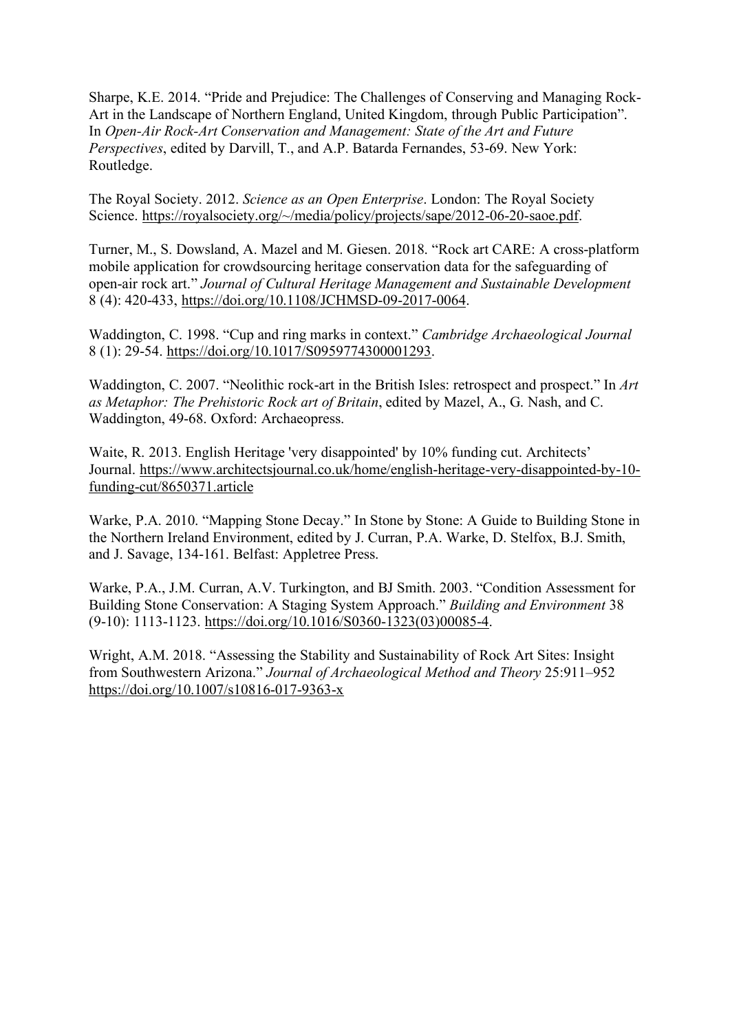Sharpe, K.E. 2014. "Pride and Prejudice: The Challenges of Conserving and Managing Rock-Art in the Landscape of Northern England, United Kingdom, through Public Participation". In *Open-Air Rock-Art Conservation and Management: State of the Art and Future Perspectives*, edited by Darvill, T., and A.P. Batarda Fernandes, 53-69. New York: Routledge.

The Royal Society. 2012. *Science as an Open Enterprise*. London: The Royal Society Science. https://royalsociety.org/~/media/policy/projects/sape/2012-06-20-saoe.pdf.

Turner, M., S. Dowsland, A. Mazel and M. Giesen. 2018. "Rock art CARE: A cross-platform mobile application for crowdsourcing heritage conservation data for the safeguarding of open-air rock art." *Journal of Cultural Heritage Management and Sustainable Development* 8 (4): 420-433, https://doi.org/10.1108/JCHMSD-09-2017-0064.

Waddington, C. 1998. "Cup and ring marks in context." *Cambridge Archaeological Journal* 8 (1): 29-54. https://doi.org/10.1017/S0959774300001293.

Waddington, C. 2007. "Neolithic rock-art in the British Isles: retrospect and prospect." In *Art as Metaphor: The Prehistoric Rock art of Britain*, edited by Mazel, A., G. Nash, and C. Waddington, 49-68. Oxford: Archaeopress.

Waite, R. 2013. English Heritage 'very disappointed' by 10% funding cut. Architects' Journal. https://www.architectsjournal.co.uk/home/english-heritage-very-disappointed-by-10-funding-cut/8650371.article

Warke, P.A. 2010. "Mapping Stone Decay." In Stone by Stone: A Guide to Building Stone in the Northern Ireland Environment, edited by J. Curran, P.A. Warke, D. Stelfox, B.J. Smith, and J. Savage, 134-161. Belfast: Appletree Press.

Warke, P.A., J.M. Curran, A.V. Turkington, and BJ Smith. 2003. "Condition Assessment for Building Stone Conservation: A Staging System Approach." *Building and Environment* 38 (9-10): 1113-1123. https://doi.org/10.1016/S0360-1323(03)00085-4.

Wright, A.M. 2018. "Assessing the Stability and Sustainability of Rock Art Sites: Insight from Southwestern Arizona." *Journal of Archaeological Method and Theory* 25:911–952 https://doi.org/10.1007/s10816-017-9363-x